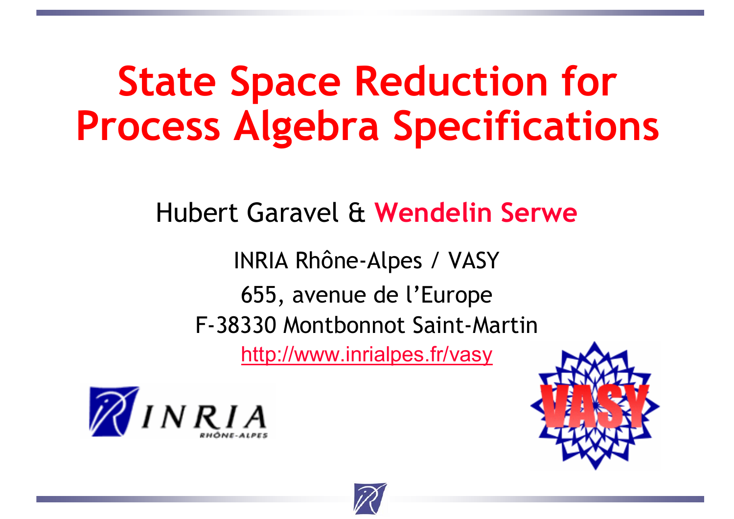# State Space Reduction for Process Algebra Specifications

Hubert Garavel & **Wendelin Serwe**

INRIA Rhône-Alpes / VASY

655, avenue de l'Europe

F-38330 Montbonnot Saint-Martin

http://www.inrialpes.fr/vasy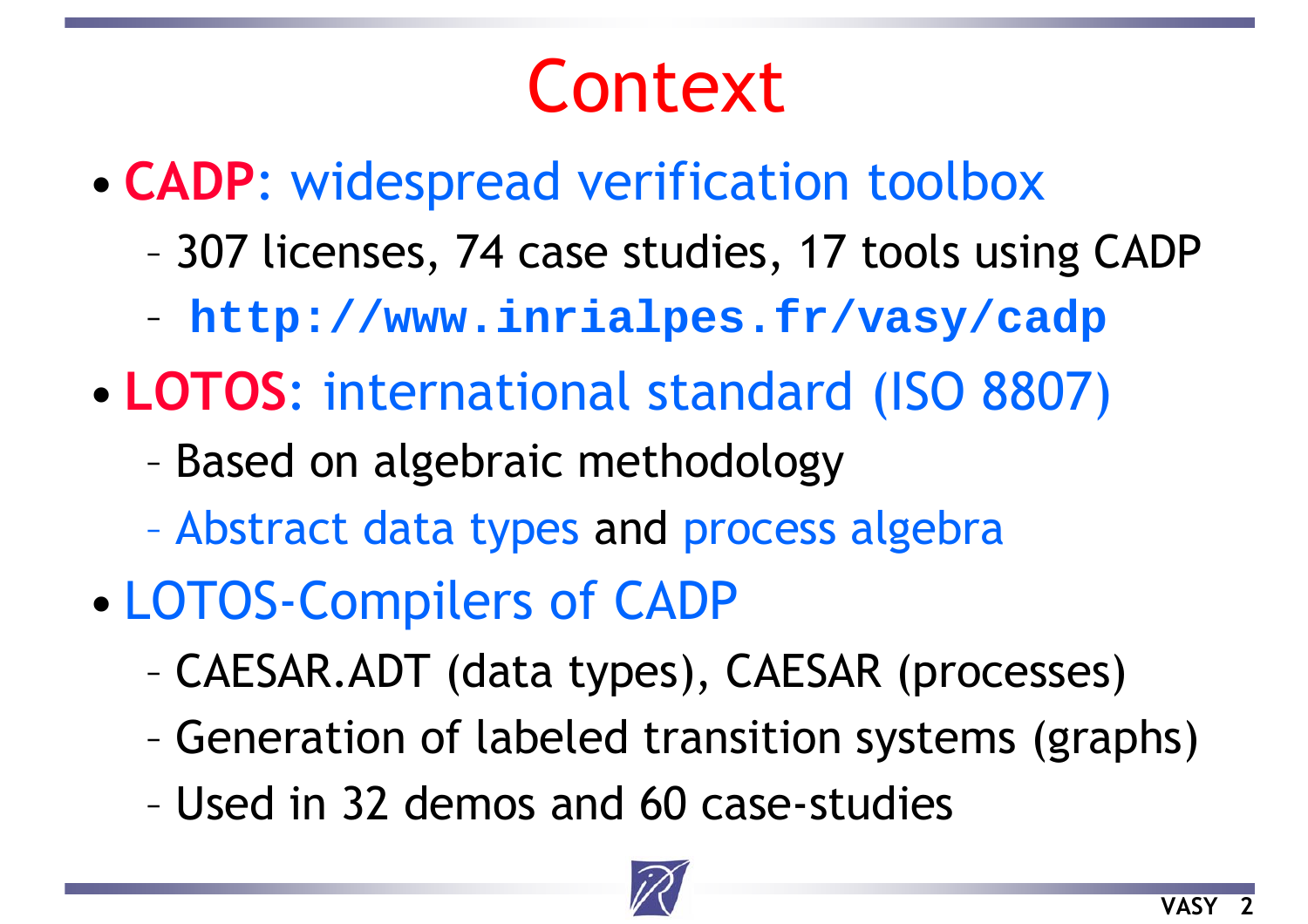# Context

- **CADP**: widespread verification toolbox
  - 307 licenses, 74 case studies, 17 tools using CADP
  - **`http://www.inrialpes.fr/vasy/cadp`**
- **LOTOS**: international standard (ISO 8807)
  - Based on algebraic methodology
  - Abstract data types and process algebra
- LOTOS-Compilers of CADP
  - CAESAR.ADT (data types), CAESAR (processes)
  - Generation of labeled transition systems (graphs)
  - Used in 32 demos and 60 case-studies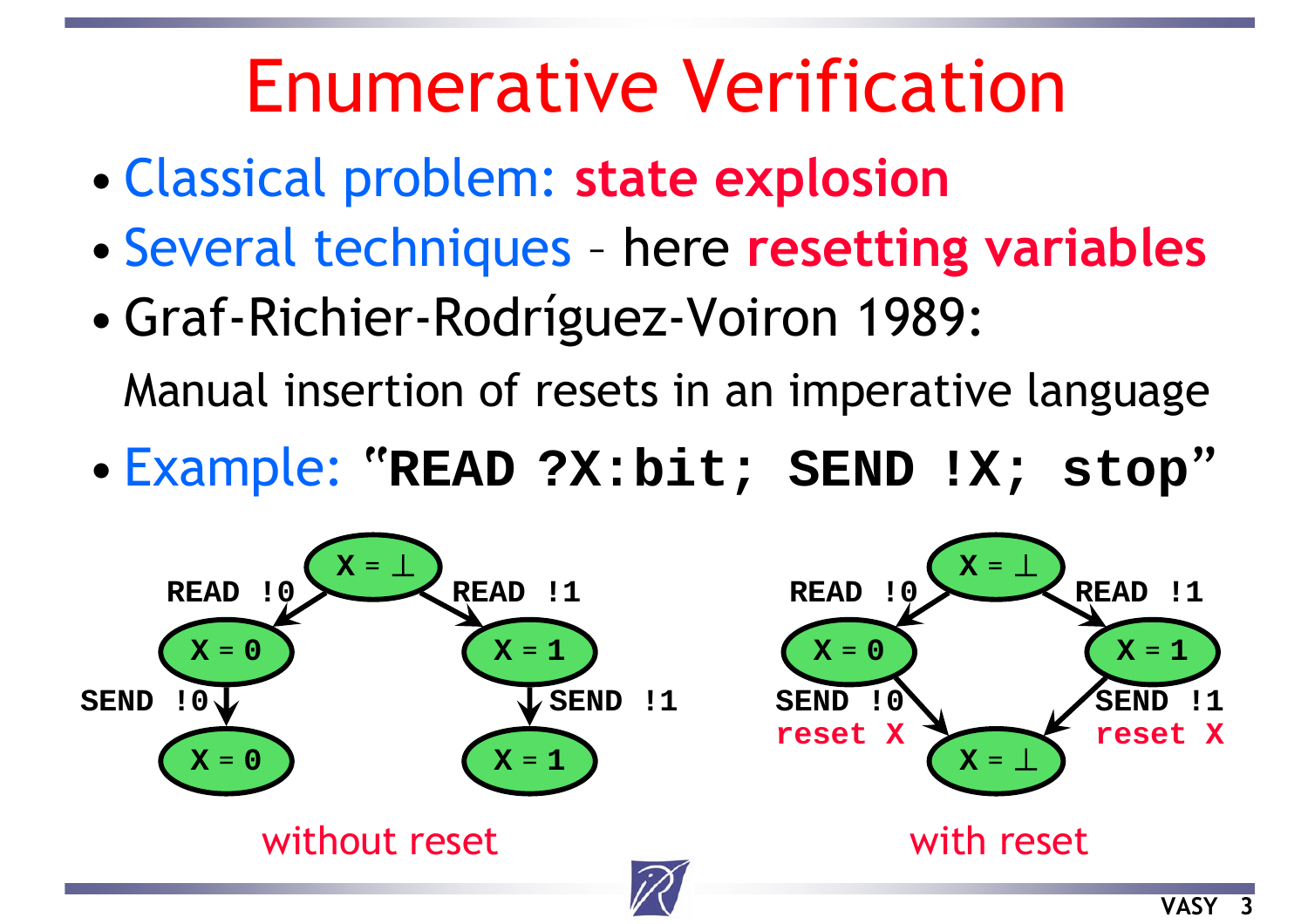# Enumerative Verification

- Classical problem: **state explosion**
- Several techniques – here **resetting variables**
- Graf-Richier-Rodríguez-Voiron 1989:

  Manual insertion of resets in an imperative language
- Example: "**`READ ?X:bit; SEND !X; stop`**"

without reset

with reset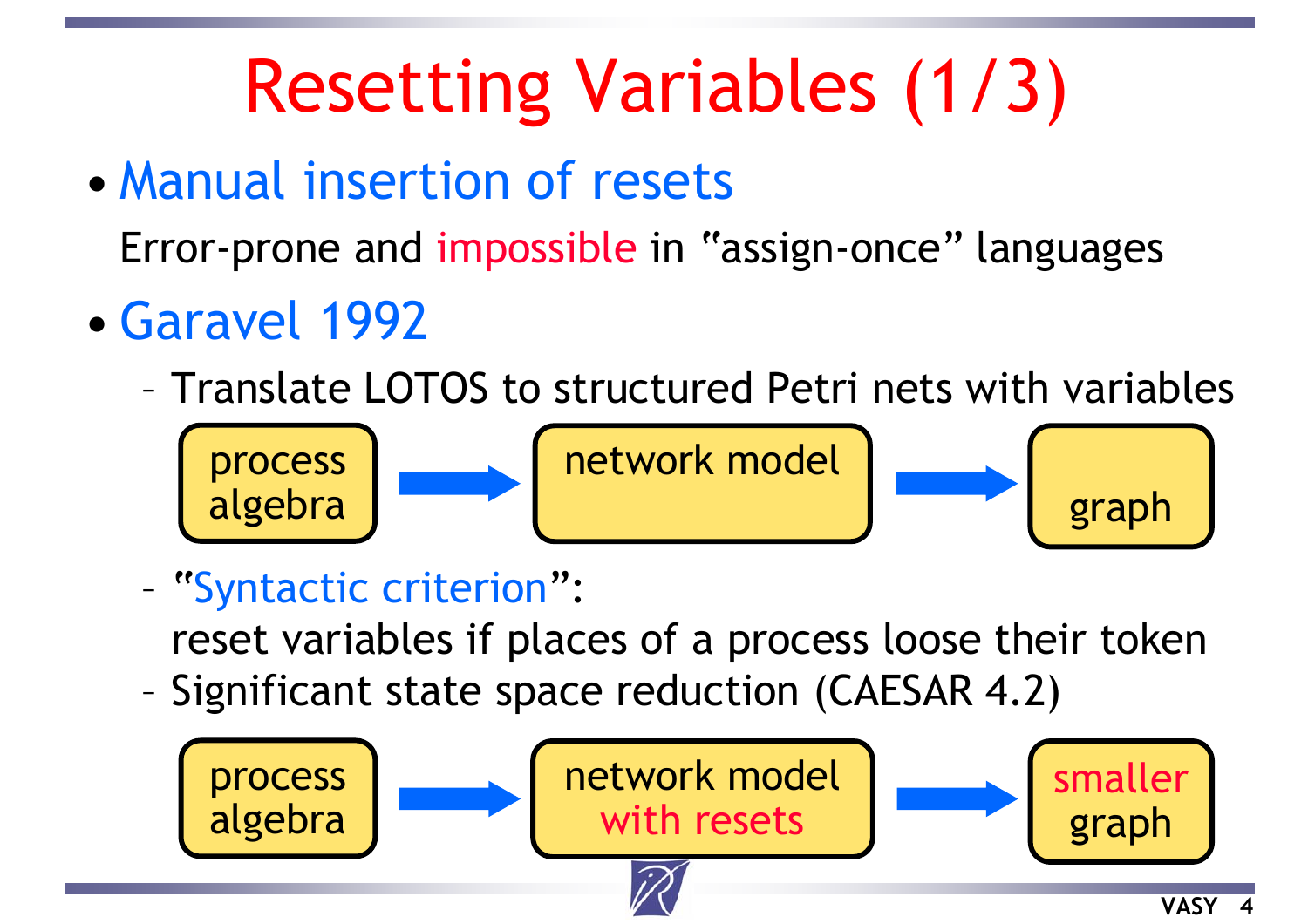# Resetting Variables (1/3)

- **Manual insertion of resets**

  Error-prone and impossible in "assign-once" languages

- **Garavel 1992**
  - Translate LOTOS to structured Petri nets with variables

    process algebra → network model → graph

  - "Syntactic criterion":
    reset variables if places of a process loose their token
  - Significant state space reduction (CAESAR 4.2)

    process algebra → network model with resets → smaller graph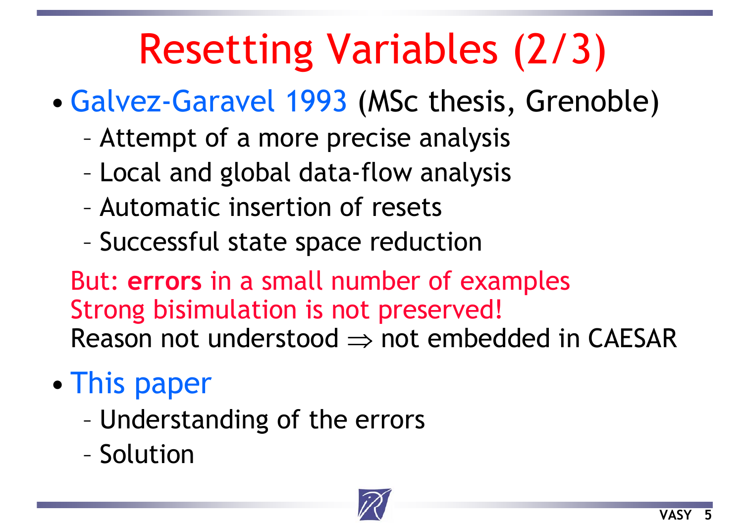# Resetting Variables (2/3)

- Galvez-Garavel 1993 (MSc thesis, Grenoble)
  - Attempt of a more precise analysis
  - Local and global data-flow analysis
  - Automatic insertion of resets
  - Successful state space reduction

  But: **errors** in a small number of examples
  Strong bisimulation is not preserved!
  Reason not understood $\Rightarrow$ not embedded in CAESAR

- This paper
  - Understanding of the errors
  - Solution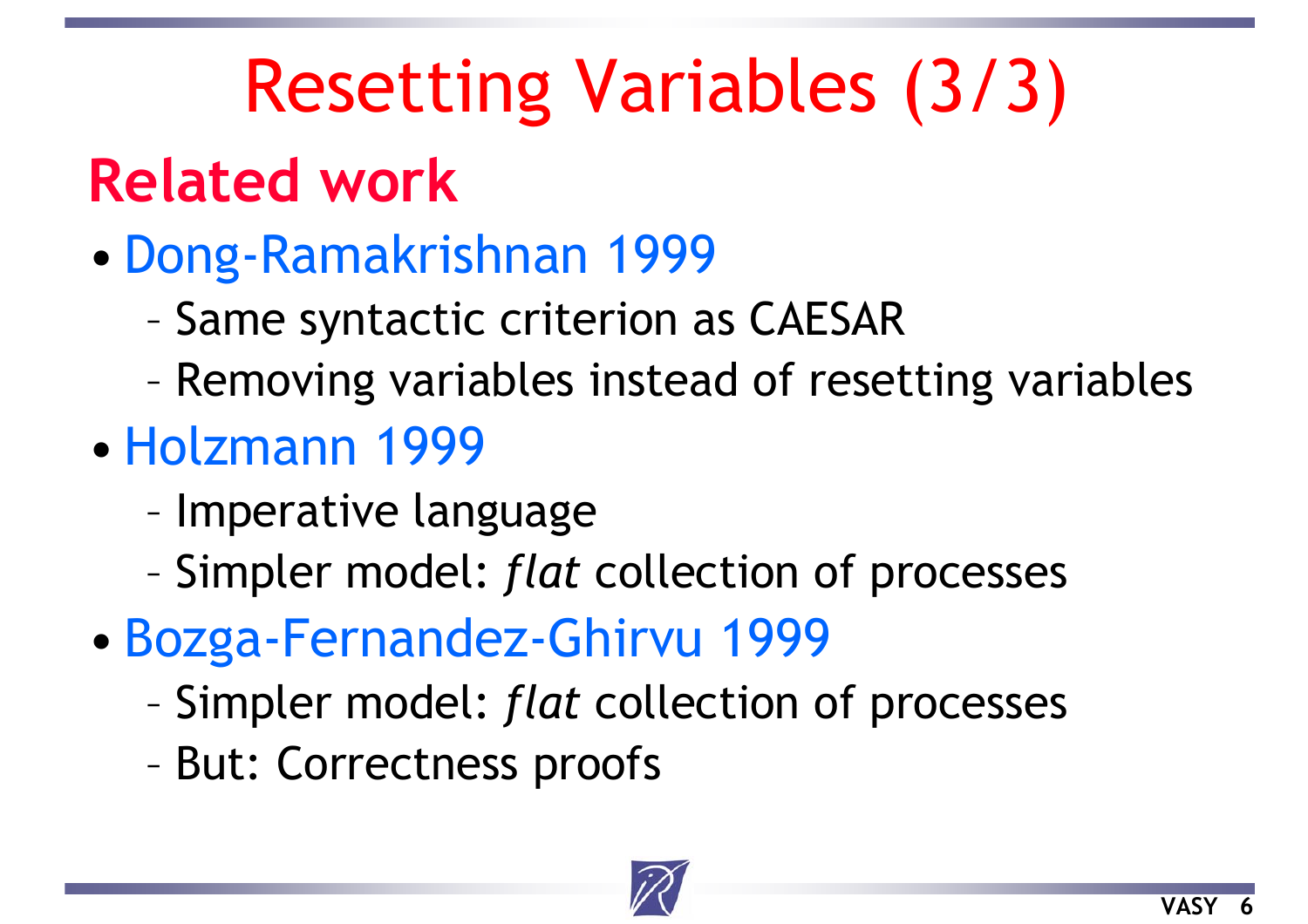# Resetting Variables (3/3)

## Related work

- Dong-Ramakrishnan 1999
  - Same syntactic criterion as CAESAR
  - Removing variables instead of resetting variables
- Holzmann 1999
  - Imperative language
  - Simpler model: *flat* collection of processes
- Bozga-Fernandez-Ghirvu 1999
  - Simpler model: *flat* collection of processes
  - But: Correctness proofs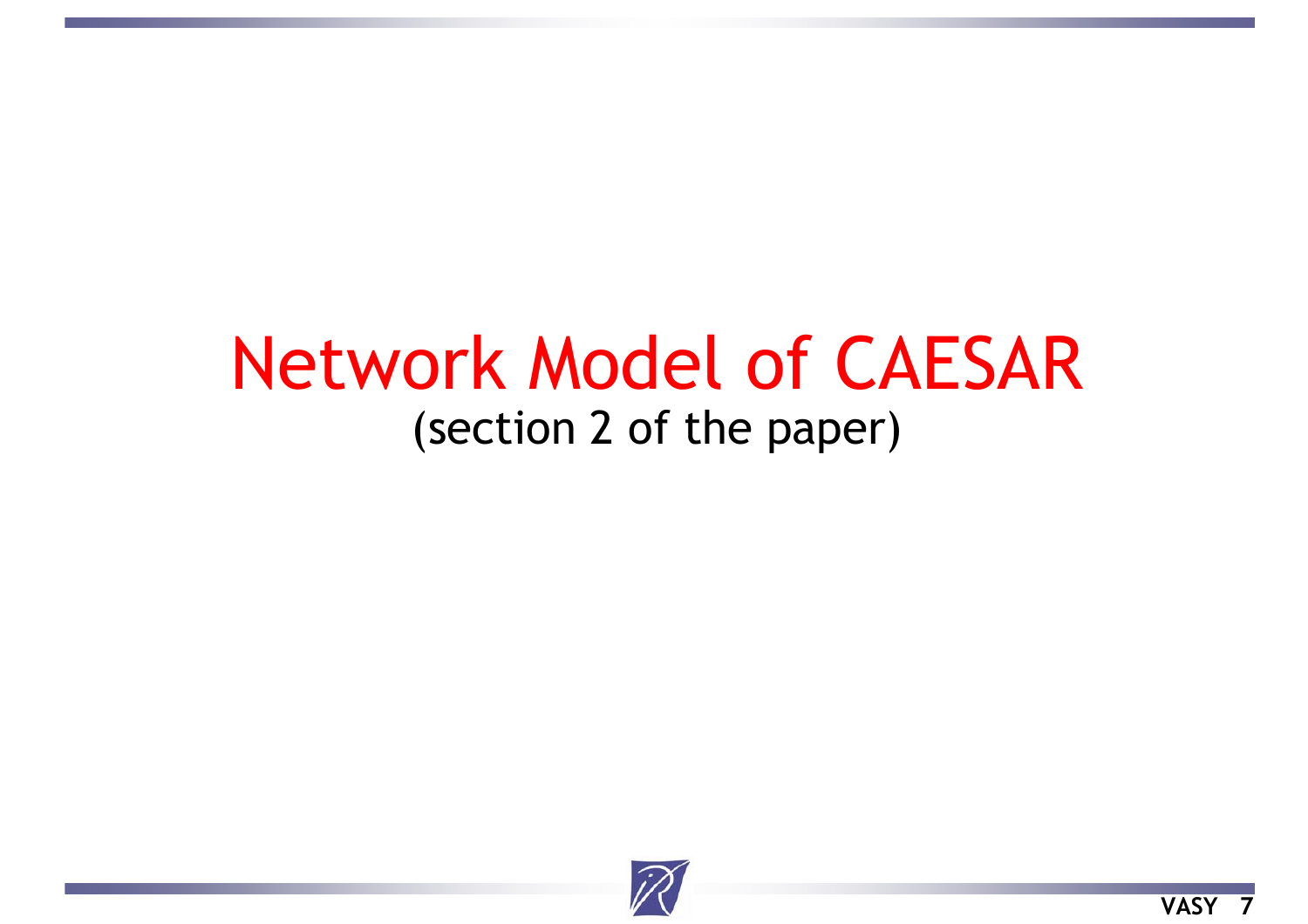# Network Model of CAESAR

(section 2 of the paper)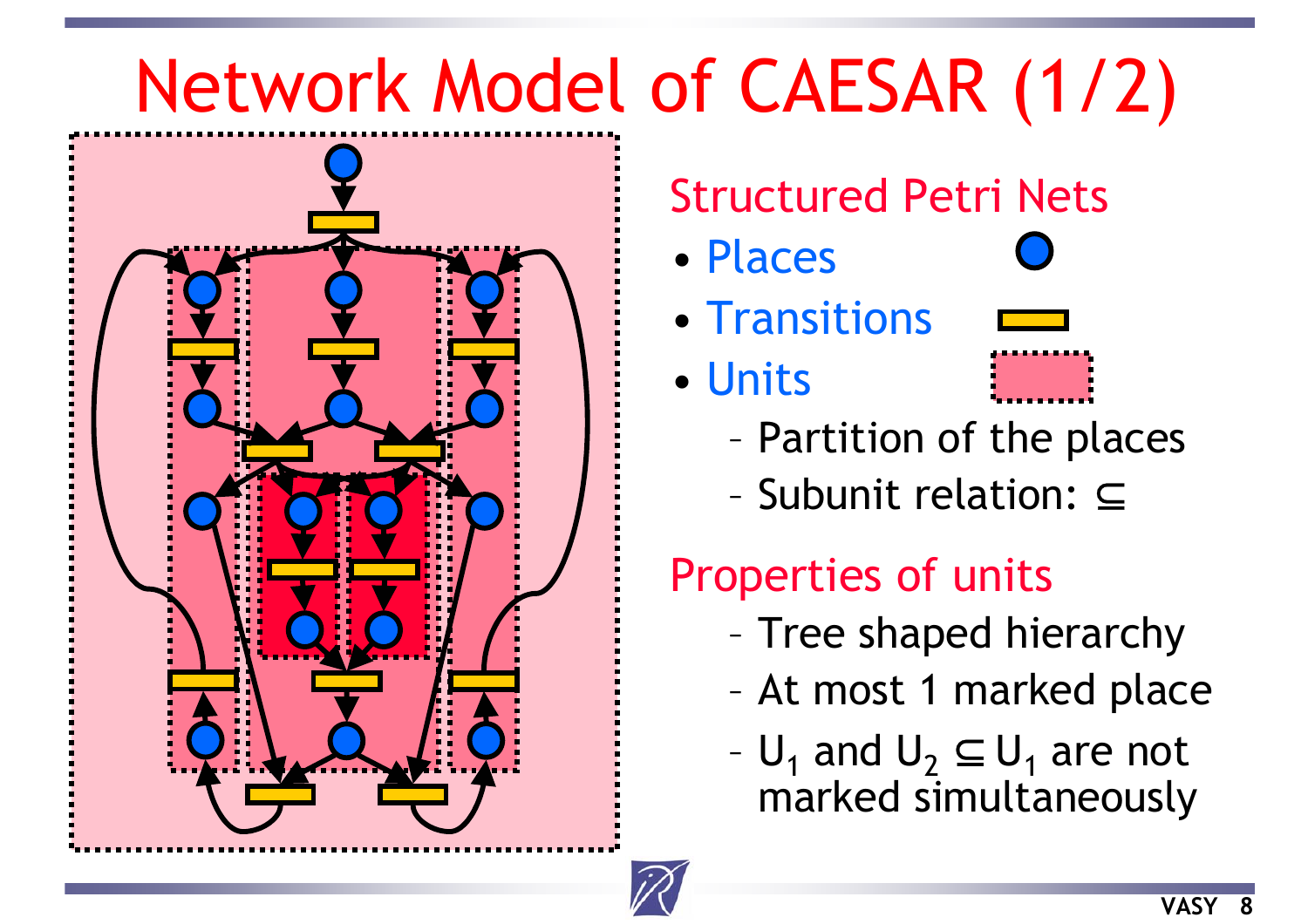# Network Model of CAESAR (1/2)

## Structured Petri Nets

- Places
- Transitions
- Units
  - Partition of the places
  - Subunit relation: $\subseteq$

## Properties of units

- Tree shaped hierarchy
- At most 1 marked place
- $U_1$ and $U_2 \subseteq U_1$ are not marked simultaneously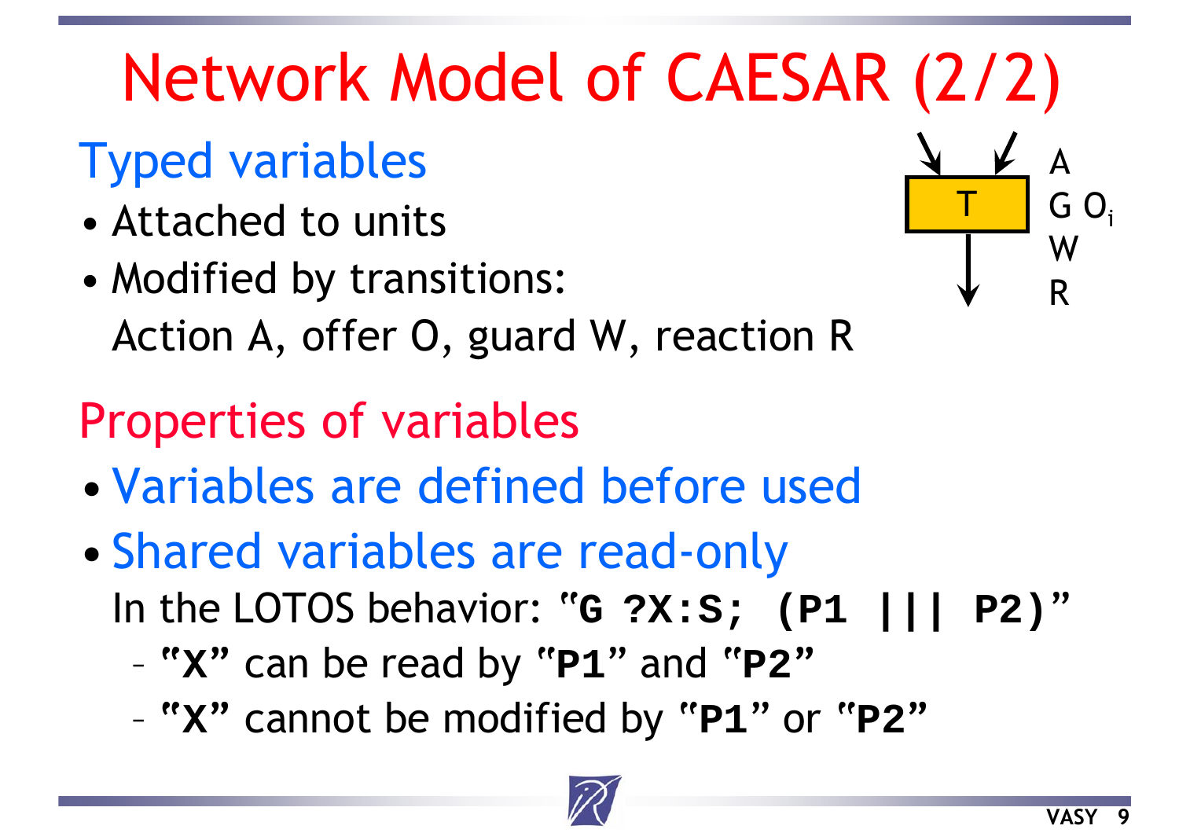# Network Model of CAESAR (2/2)

## Typed variables

- Attached to units
- Modified by transitions:
  Action A, offer O, guard W, reaction R

T

A

G $O_i$

W

R

## Properties of variables

- Variables are defined before used
- Shared variables are read-only
  In the LOTOS behavior: "**`G ?X:S; (P1 ||| P2)`**"
  - "**`X`**" can be read by "**`P1`**" and "**`P2`**"
  - "**`X`**" cannot be modified by "**`P1`**" or "**`P2`**"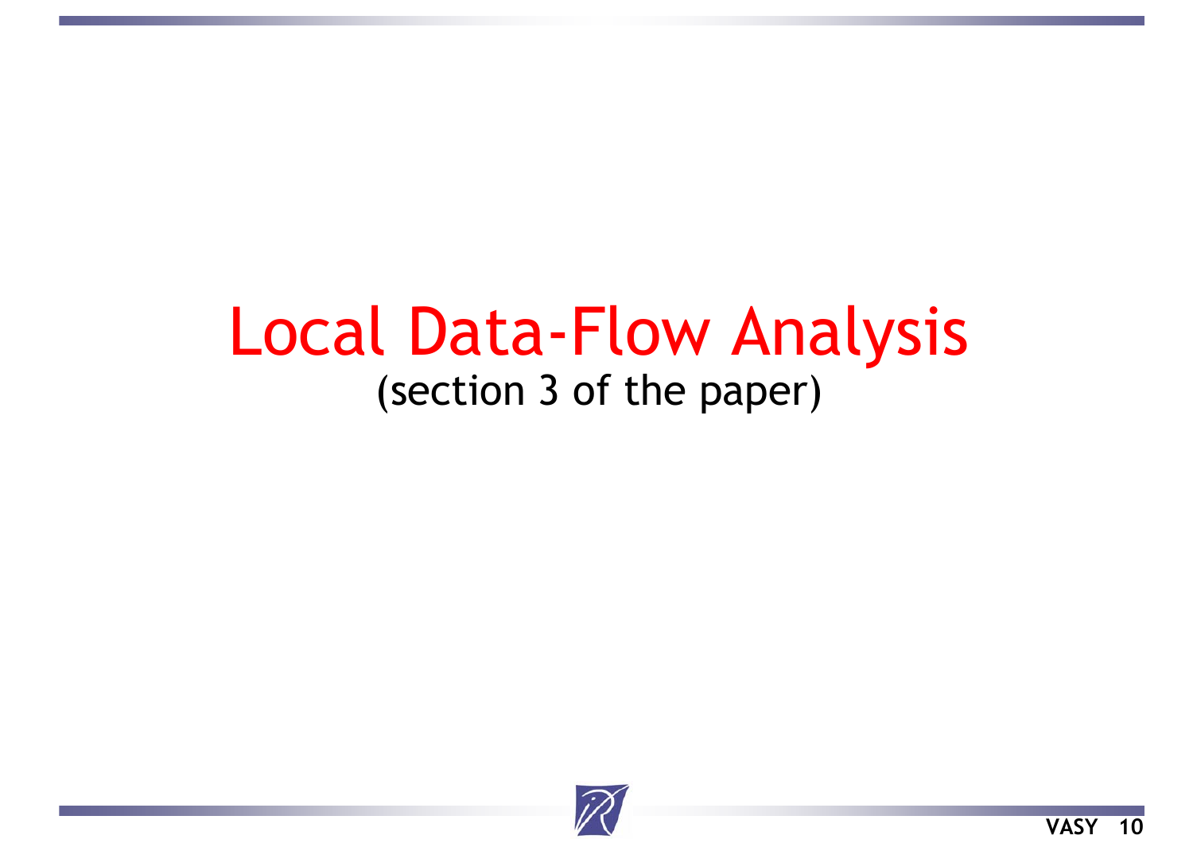# Local Data-Flow Analysis

(section 3 of the paper)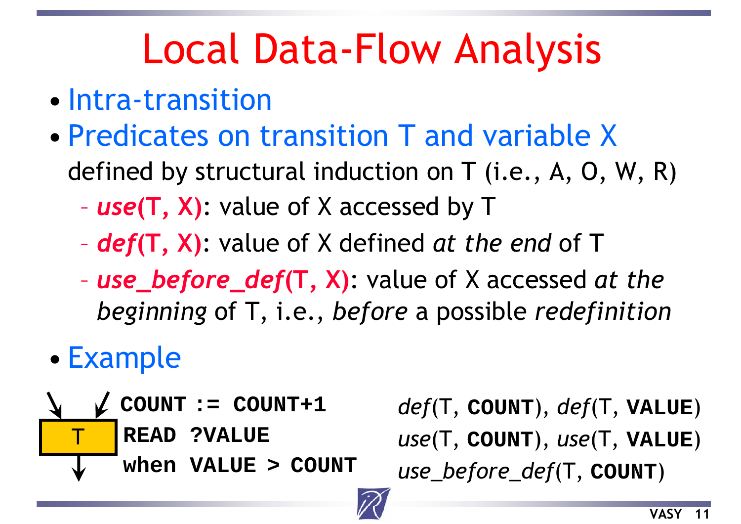# Local Data-Flow Analysis

- Intra-transition
- Predicates on transition T and variable X
  defined by structural induction on T (i.e., A, O, W, R)
  - ***use*(T, X)**: value of X accessed by T
  - ***def*(T, X)**: value of X defined *at the end* of T
  - ***use_before_def*(T, X)**: value of X accessed *at the beginning* of T, i.e., *before* a possible *redefinition*
- Example

T

```
COUNT := COUNT+1
READ ?VALUE
when VALUE > COUNT
```

*def*(T, **COUNT**), *def*(T, **VALUE**)
*use*(T, **COUNT**), *use*(T, **VALUE**)
*use_before_def*(T, **COUNT**)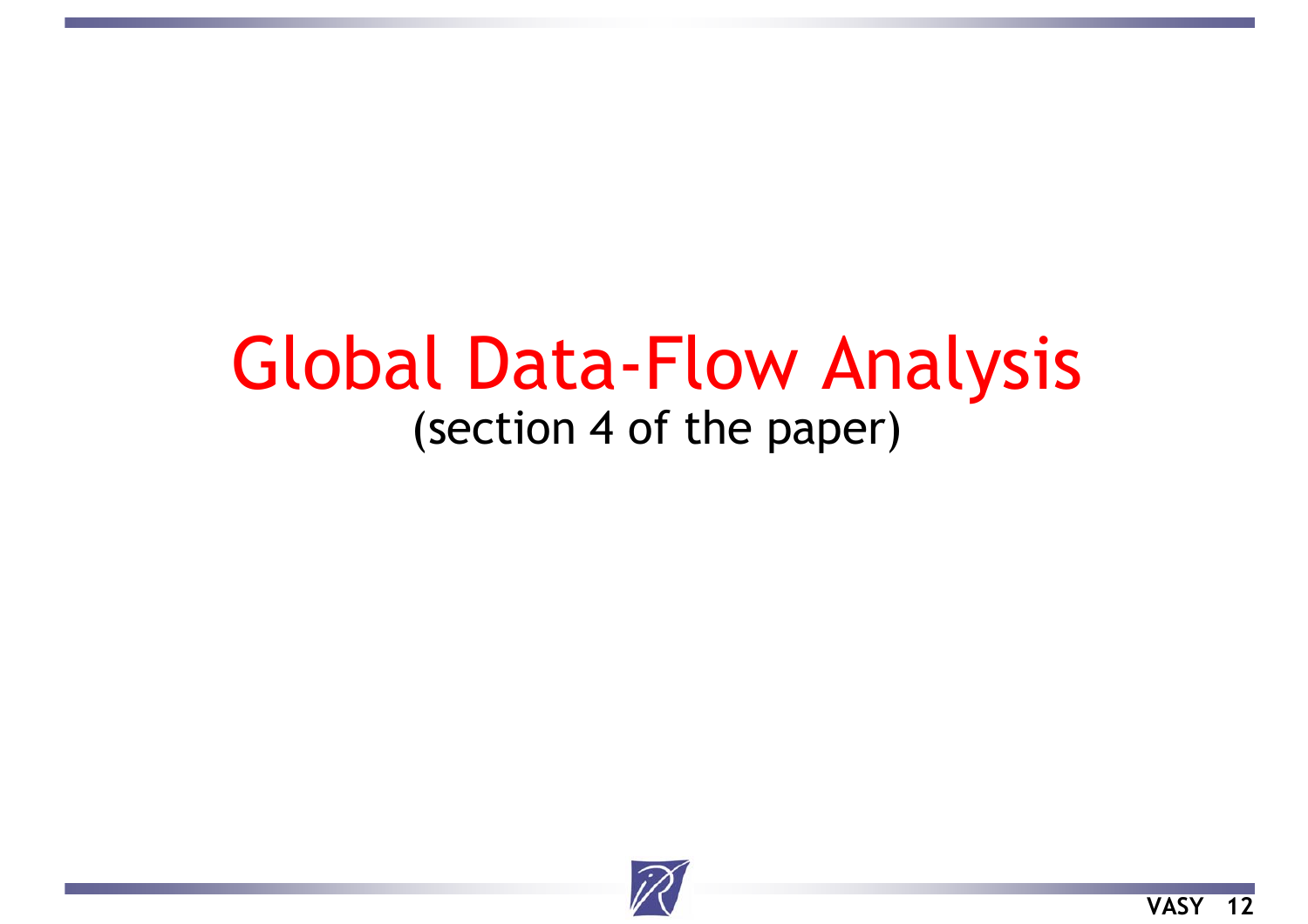# Global Data-Flow Analysis

(section 4 of the paper)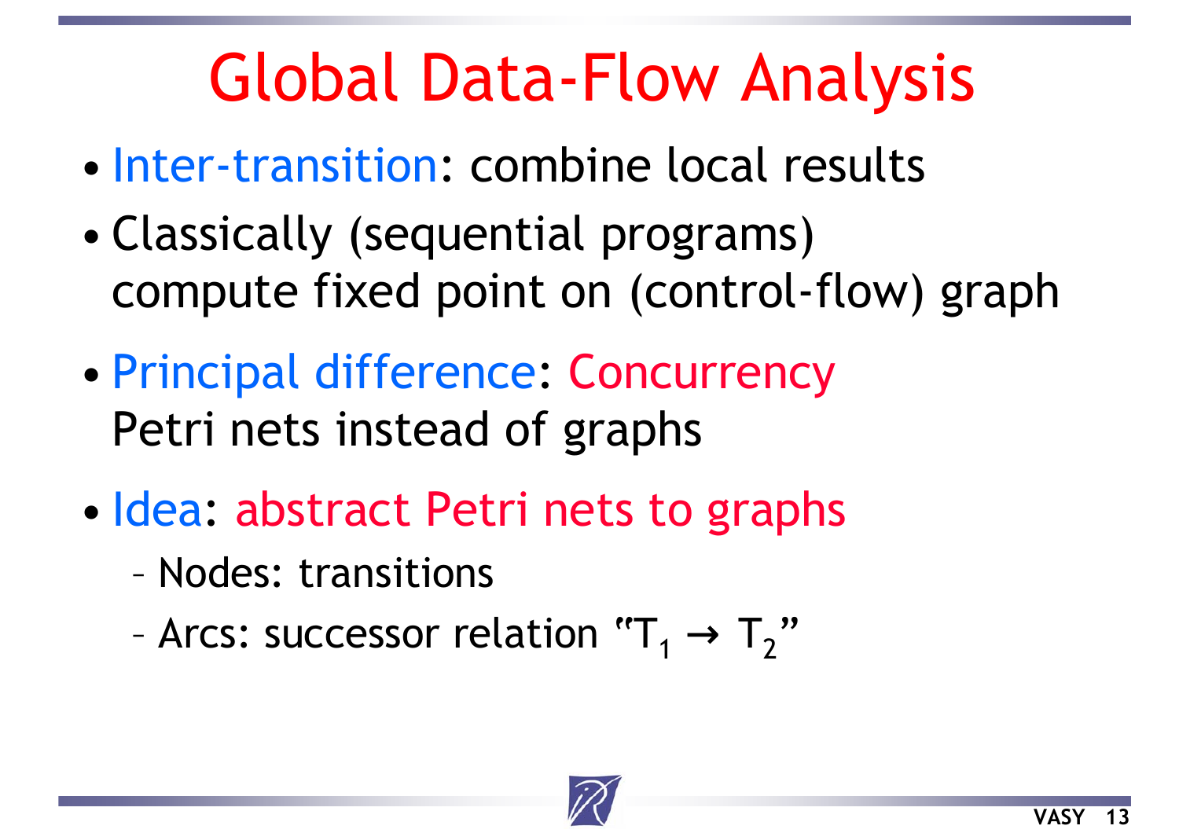# Global Data-Flow Analysis

- Inter-transition: combine local results
- Classically (sequential programs) compute fixed point on (control-flow) graph
- Principal difference: Concurrency
  Petri nets instead of graphs
- Idea: abstract Petri nets to graphs
  - Nodes: transitions
  - Arcs: successor relation "$T_1 \rightarrow T_2$"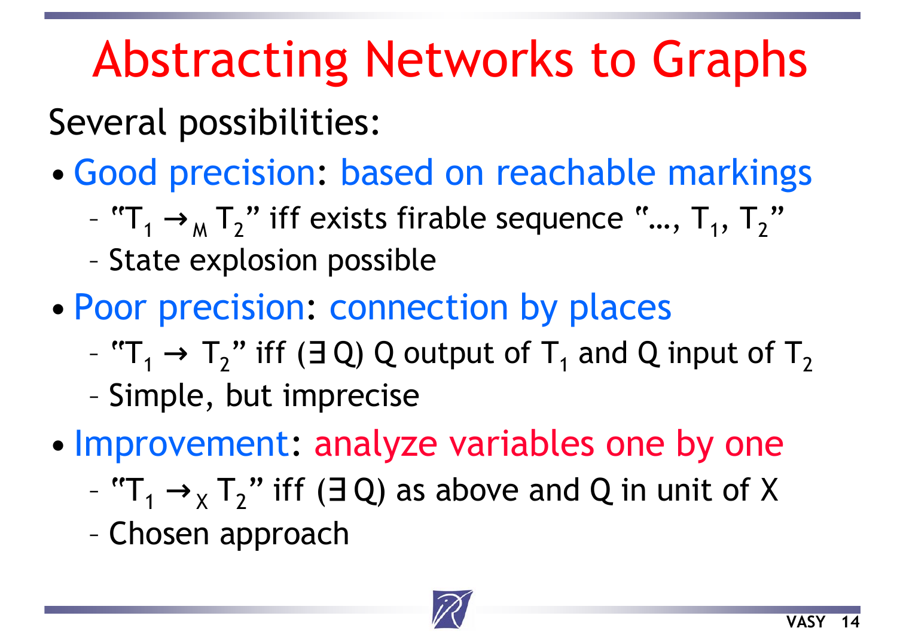# Abstracting Networks to Graphs

Several possibilities:

- **Good precision**: based on reachable markings
  - "$T_1 \rightarrow_M T_2$" iff exists firable sequence "…, $T_1$, $T_2$"
  - State explosion possible
- **Poor precision**: connection by places
  - "$T_1 \rightarrow T_2$" iff $(\exists Q)$ Q output of $T_1$ and Q input of $T_2$
  - Simple, but imprecise
- **Improvement**: analyze variables one by one
  - "$T_1 \rightarrow_X T_2$" iff $(\exists Q)$ as above and Q in unit of X
  - Chosen approach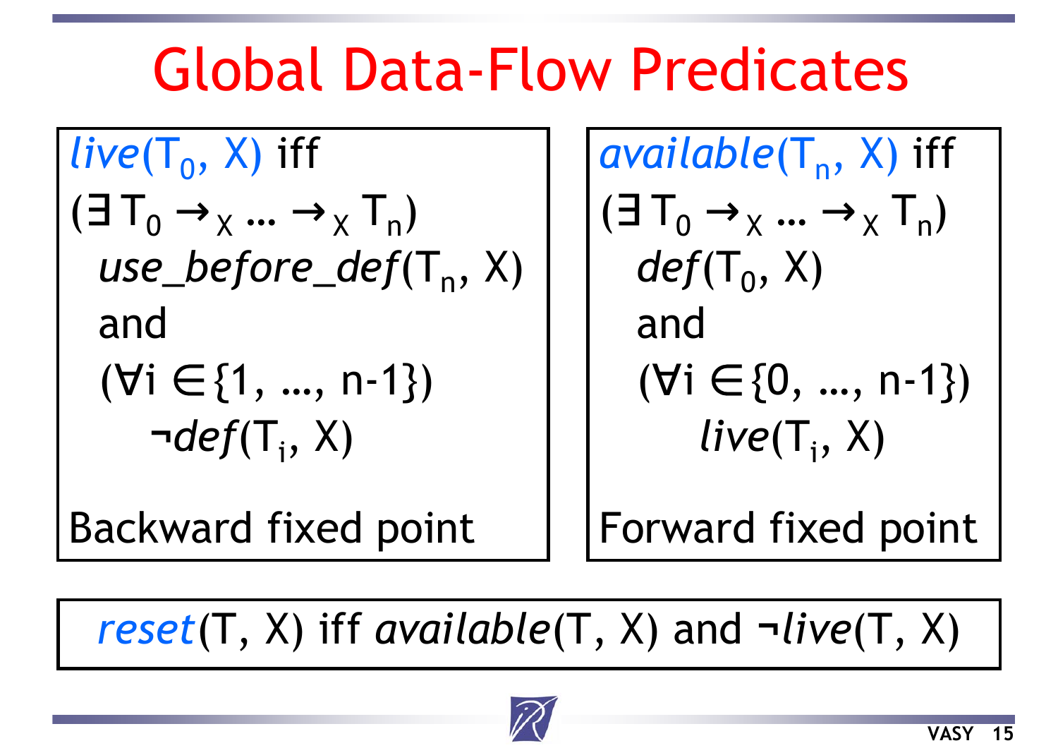# Global Data-Flow Predicates

*live*$(T_0, X)$ iff
$(\exists\, T_0 \rightarrow_X \ldots \rightarrow_X T_n)$
  *use_before_def*$(T_n, X)$
  and
  $(\forall i \in \{1, \ldots, n\text{-}1\})$
    $\neg$*def*$(T_i, X)$

Backward fixed point

*available*$(T_n, X)$ iff
$(\exists\, T_0 \rightarrow_X \ldots \rightarrow_X T_n)$
  *def*$(T_0, X)$
  and
  $(\forall i \in \{0, \ldots, n\text{-}1\})$
    *live*$(T_i, X)$

Forward fixed point

*reset*$(T, X)$ iff *available*$(T, X)$ and $\neg$*live*$(T, X)$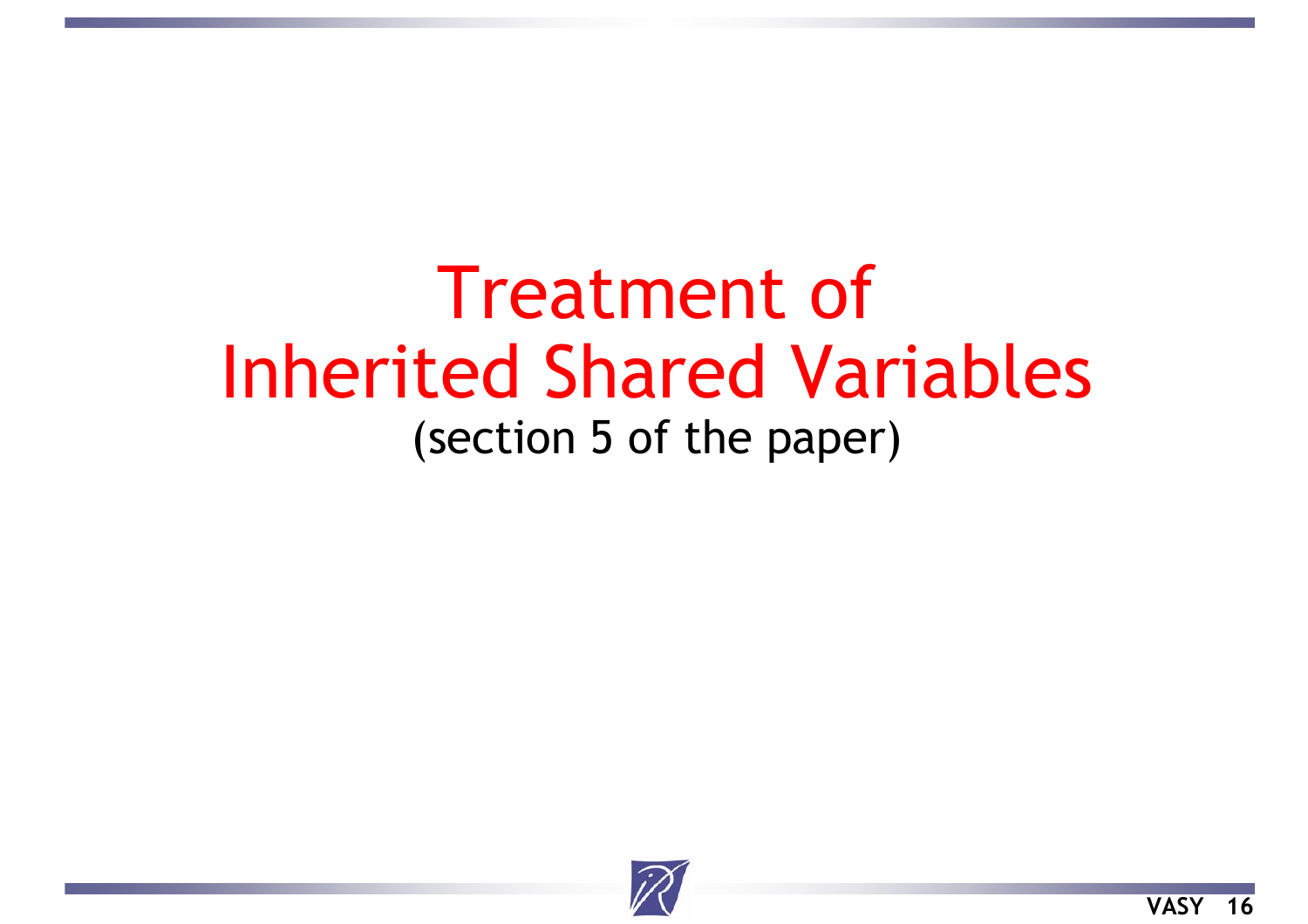# Treatment of Inherited Shared Variables

(section 5 of the paper)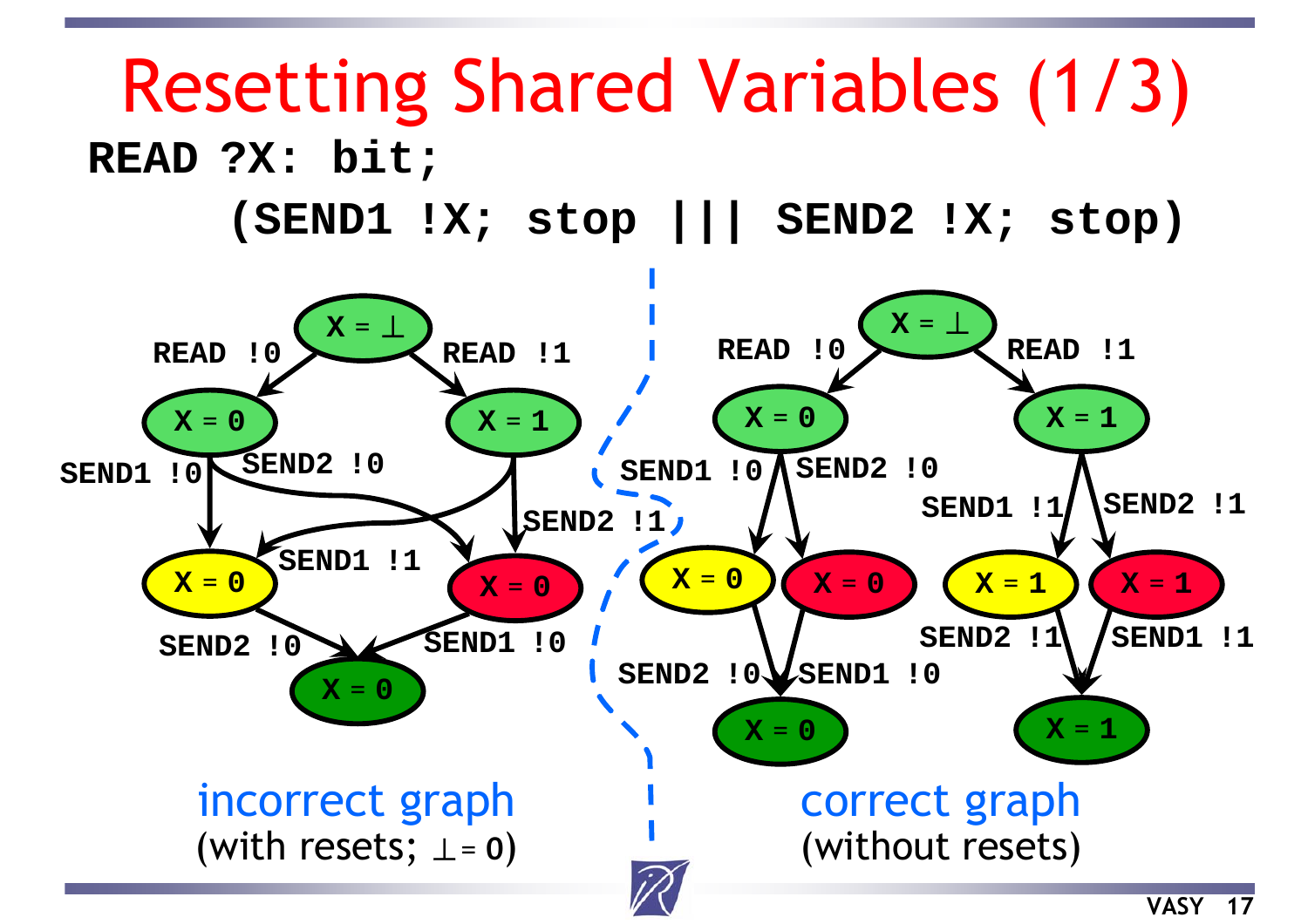# Resetting Shared Variables (1/3)

```
READ ?X: bit;
    (SEND1 !X; stop ||| SEND2 !X; stop)
```

incorrect graph
(with resets; ⊥ = 0)

correct graph
(without resets)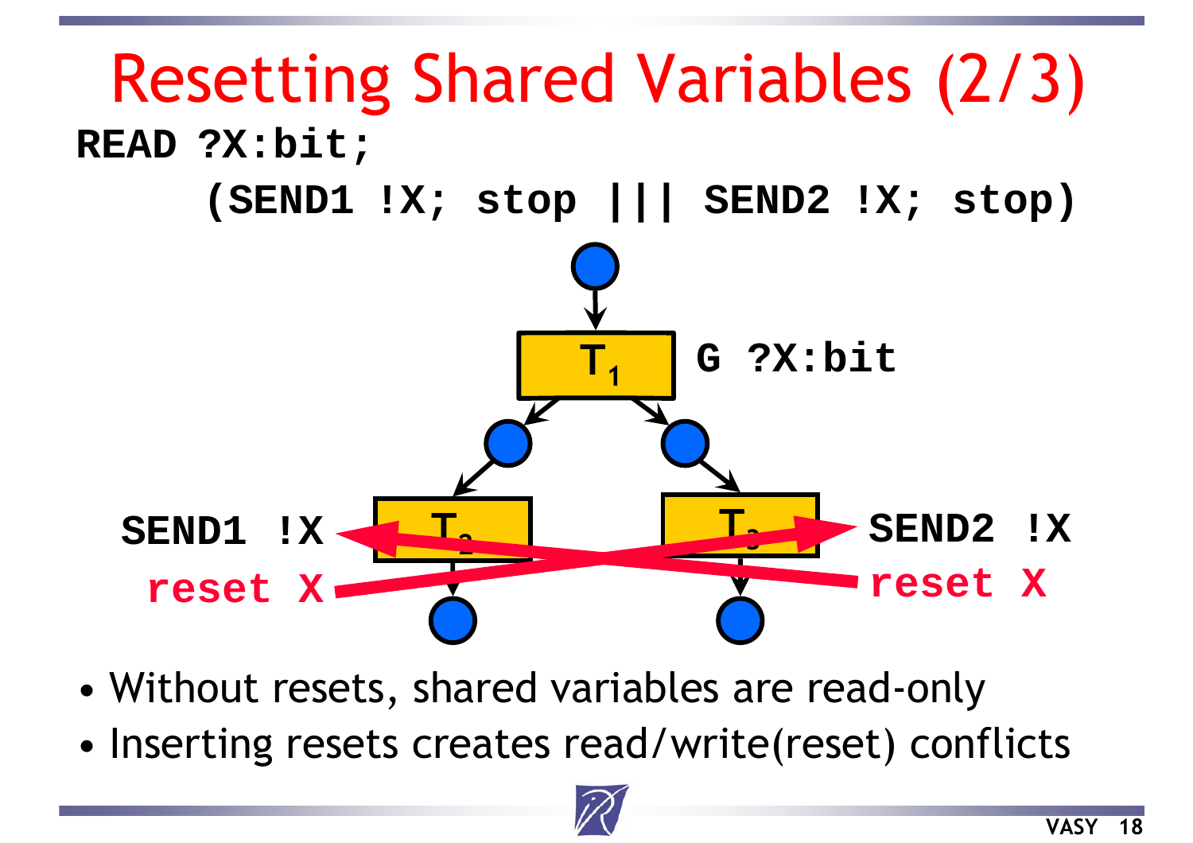# Resetting Shared Variables (2/3)

```
READ ?X:bit;
     (SEND1 !X; stop ||| SEND2 !X; stop)
```

- Without resets, shared variables are read-only
- Inserting resets creates read/write(reset) conflicts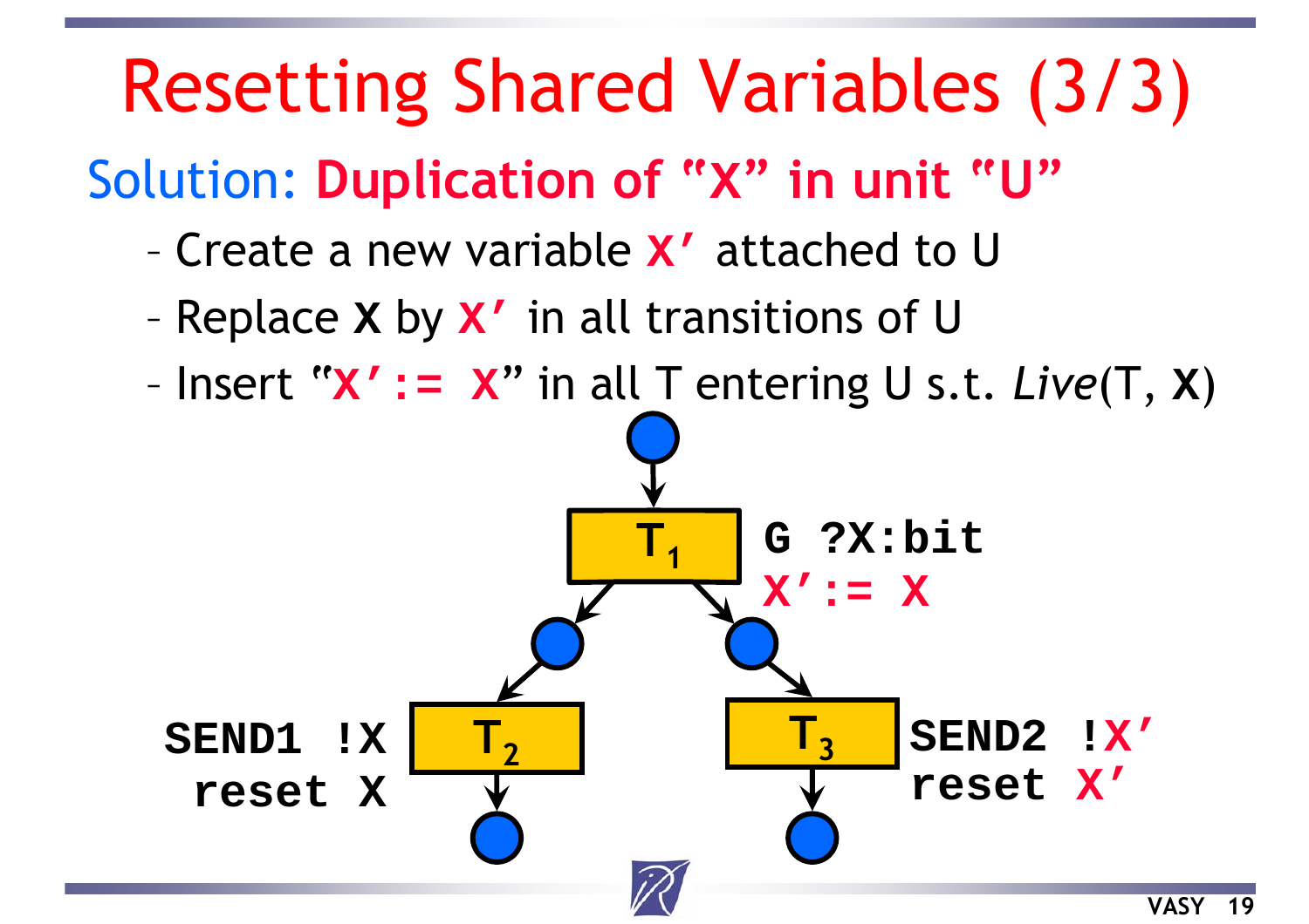# Resetting Shared Variables (3/3)

Solution: **Duplication of "X" in unit "U"**

- Create a new variable **X′** attached to U
- Replace **X** by **X′** in all transitions of U
- Insert "**X′:= X**" in all T entering U s.t. *Live*(T, **X**)

```
T1: G ?X:bit
    X':= X

T2: SEND1 !X
    reset X

T3: SEND2 !X'
    reset X'
```

VASY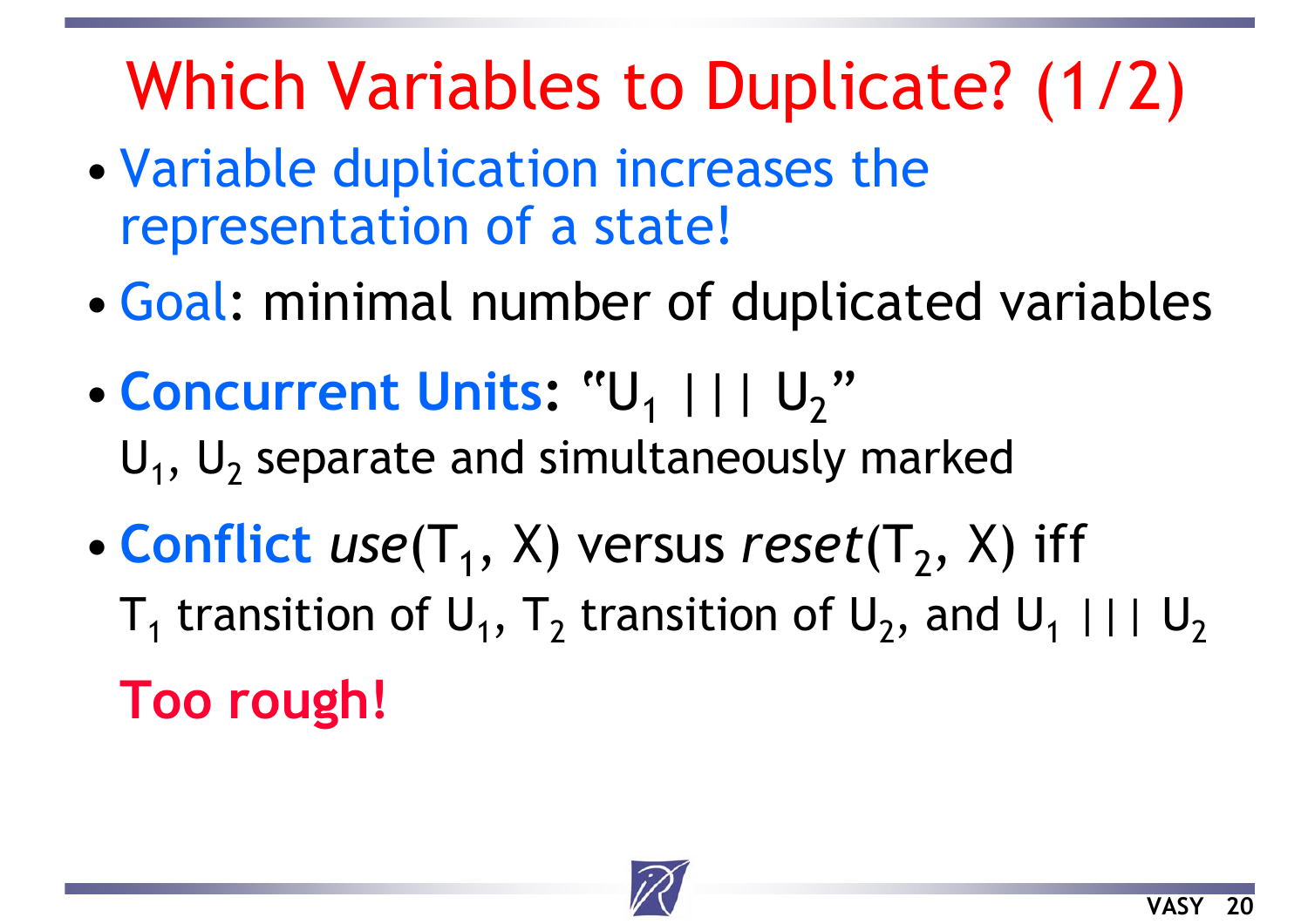# Which Variables to Duplicate? (1/2)

- Variable duplication increases the representation of a state!
- **Goal**: minimal number of duplicated variables
- **Concurrent Units**: "$U_1$ ||| $U_2$"
  $U_1$, $U_2$ separate and simultaneously marked
- **Conflict** *use*($T_1$, X) versus *reset*($T_2$, X) iff
  $T_1$ transition of $U_1$, $T_2$ transition of $U_2$, and $U_1$ ||| $U_2$

  **Too rough!**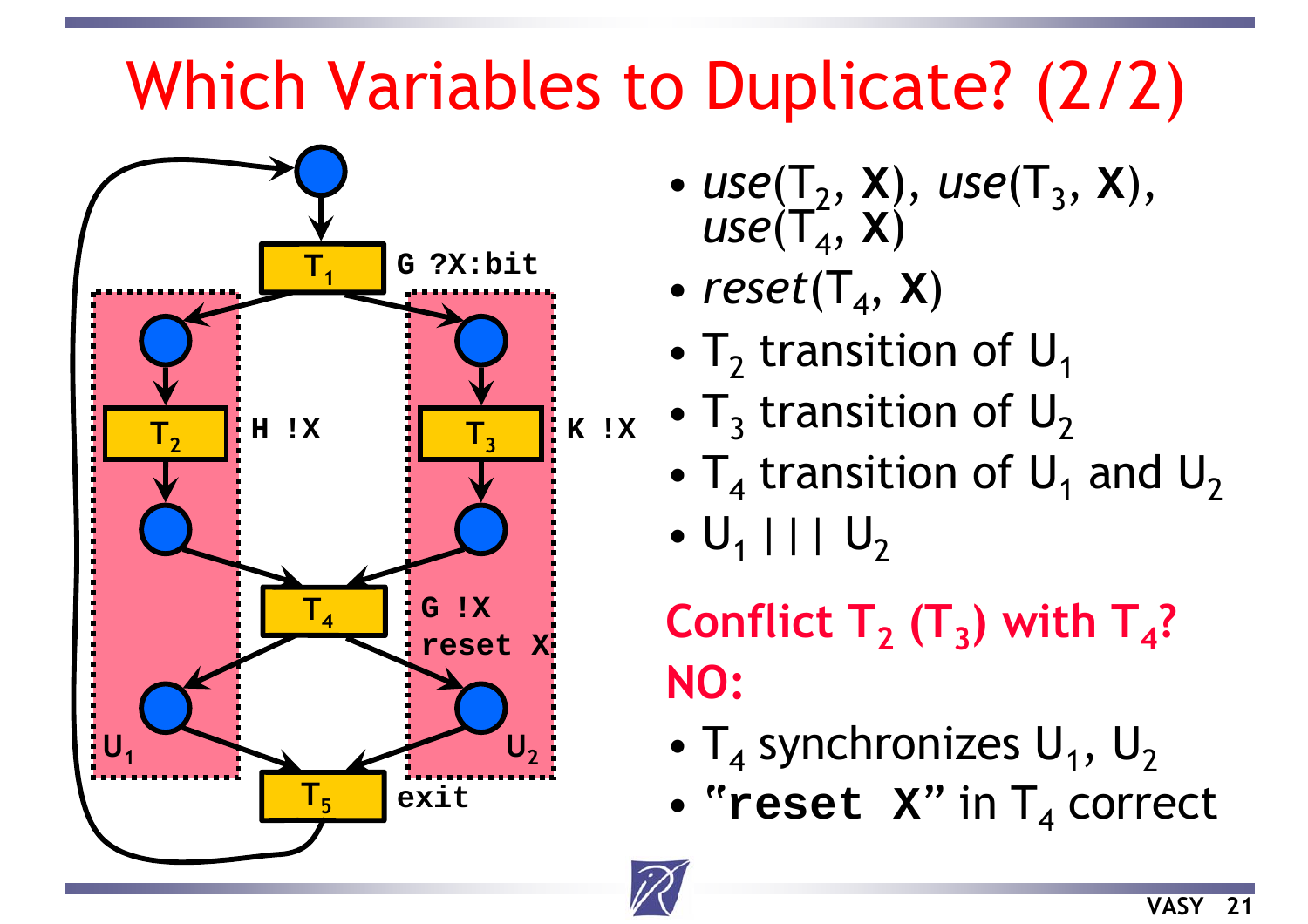# Which Variables to Duplicate? (2/2)

- *use*($T_2$, **X**), *use*($T_3$, **X**), *use*($T_4$, **X**)
- *reset*($T_4$, **X**)
- $T_2$ transition of $U_1$
- $T_3$ transition of $U_2$
- $T_4$ transition of $U_1$ and $U_2$
- $U_1$ ||| $U_2$

**Conflict $T_2$ ($T_3$) with $T_4$?**

**NO:**

- $T_4$ synchronizes $U_1$, $U_2$
- "`reset X`" in $T_4$ correct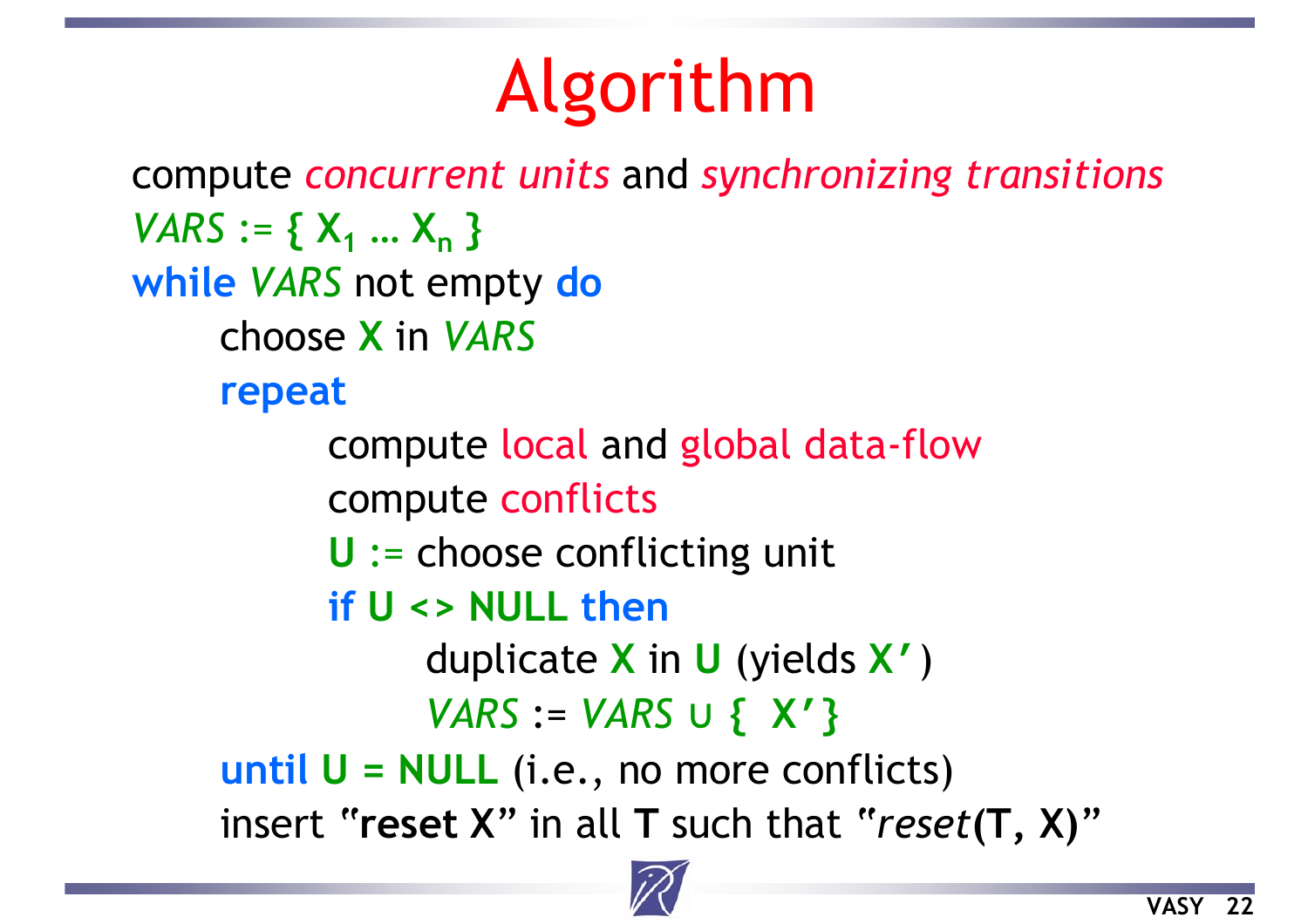# Algorithm

```
compute concurrent units and synchronizing transitions
VARS := { X1 … Xn }
while VARS not empty do
    choose X in VARS
    repeat
        compute local and global data-flow
        compute conflicts
        U := choose conflicting unit
        if U <> NULL then
            duplicate X in U (yields X')
            VARS := VARS ∪ { X'}
    until U = NULL (i.e., no more conflicts)
    insert "reset X" in all T such that "reset(T, X)"
```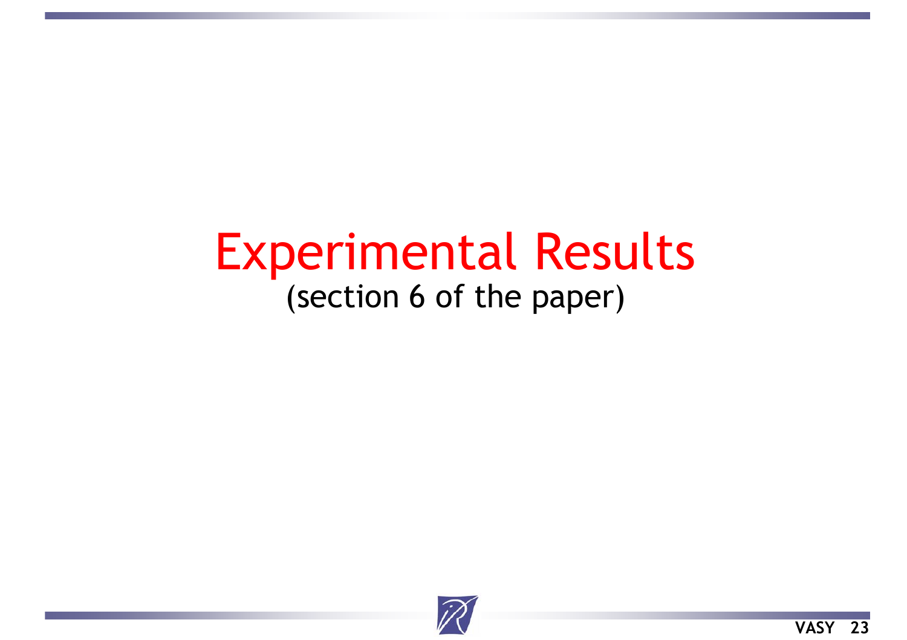# Experimental Results

(section 6 of the paper)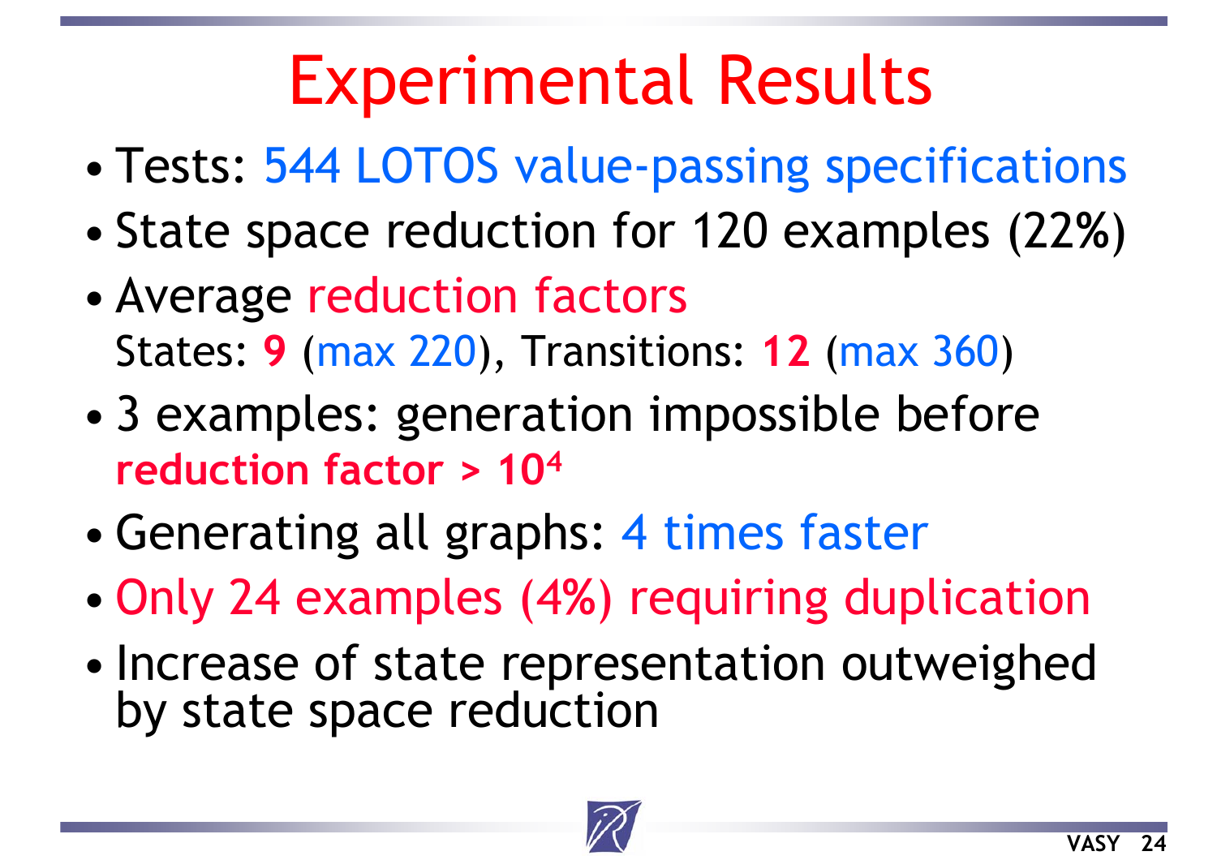# Experimental Results

- Tests: 544 LOTOS value-passing specifications
- State space reduction for 120 examples (22%)
- Average reduction factors
  States: **9** (max 220), Transitions: **12** (max 360)
- 3 examples: generation impossible before
  **reduction factor > $10^4$**
- Generating all graphs: 4 times faster
- Only 24 examples (4%) requiring duplication
- Increase of state representation outweighed by state space reduction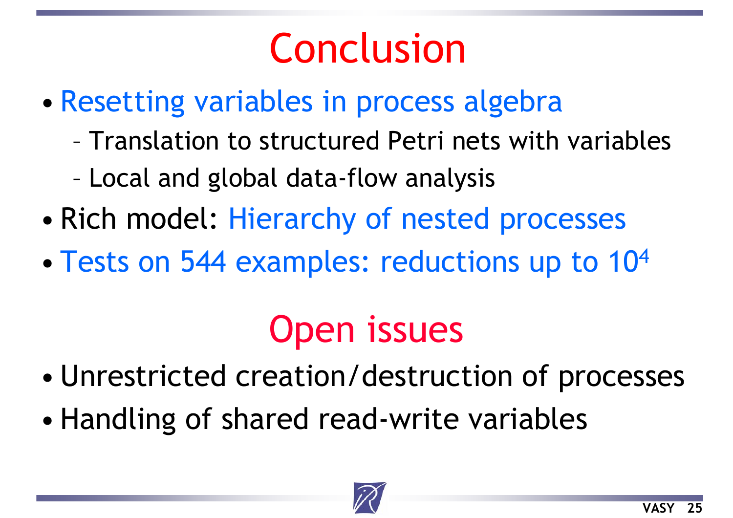# Conclusion

- Resetting variables in process algebra
  - Translation to structured Petri nets with variables
  - Local and global data-flow analysis
- Rich model: Hierarchy of nested processes
- Tests on 544 examples: reductions up to $10^4$

# Open issues

- Unrestricted creation/destruction of processes
- Handling of shared read-write variables